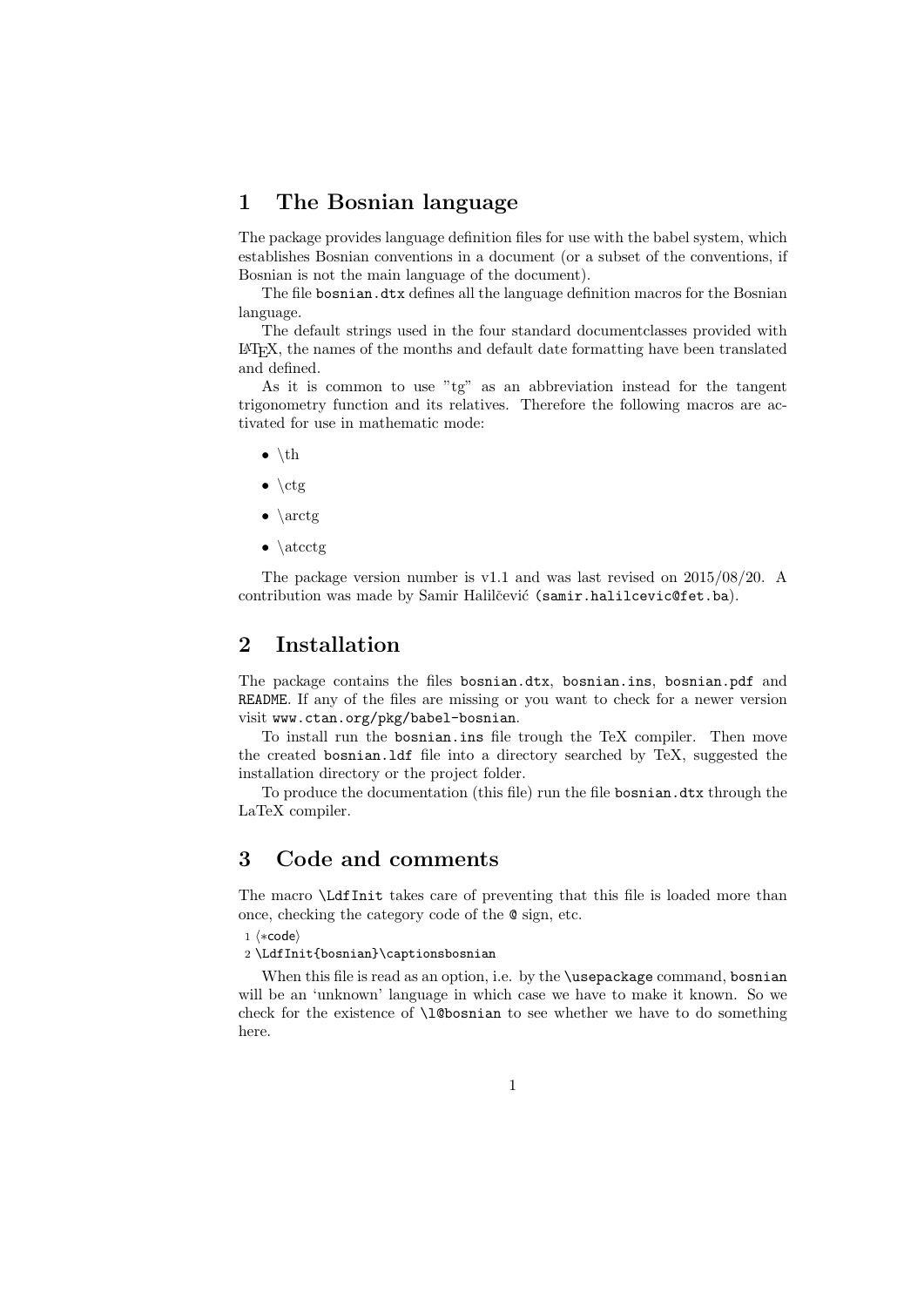## 1 The Bosnian language

The package provides language definition files for use with the babel system, which establishes Bosnian conventions in a document (or a subset of the conventions, if Bosnian is not the main language of the document).

The file `bosnian.dtx` defines all the language definition macros for the Bosnian language.

The default strings used in the four standard documentclasses provided with LaTeX, the names of the months and default date formatting have been translated and defined.

As it is common to use "tg" as an abbreviation instead for the tangent trigonometry function and its relatives. Therefore the following macros are activated for use in mathematic mode:

- \th
- \ctg
- \arctg
- \atcctg

The package version number is v1.1 and was last revised on 2015/08/20. A contribution was made by Samir Halilčević (`samir.halilcevic@fet.ba`).

## 2 Installation

The package contains the files `bosnian.dtx`, `bosnian.ins`, `bosnian.pdf` and `README`. If any of the files are missing or you want to check for a newer version visit `www.ctan.org/pkg/babel-bosnian`.

To install run the `bosnian.ins` file trough the TeX compiler. Then move the created `bosnian.ldf` file into a directory searched by TeX, suggested the installation directory or the project folder.

To produce the documentation (this file) run the file `bosnian.dtx` through the LaTeX compiler.

## 3 Code and comments

The macro `\LdfInit` takes care of preventing that this file is loaded more than once, checking the category code of the `@` sign, etc.

```
1 ⟨*code⟩
2 \LdfInit{bosnian}\captionsbosnian
```

When this file is read as an option, i.e. by the `\usepackage` command, `bosnian` will be an 'unknown' language in which case we have to make it known. So we check for the existence of `\l@bosnian` to see whether we have to do something here.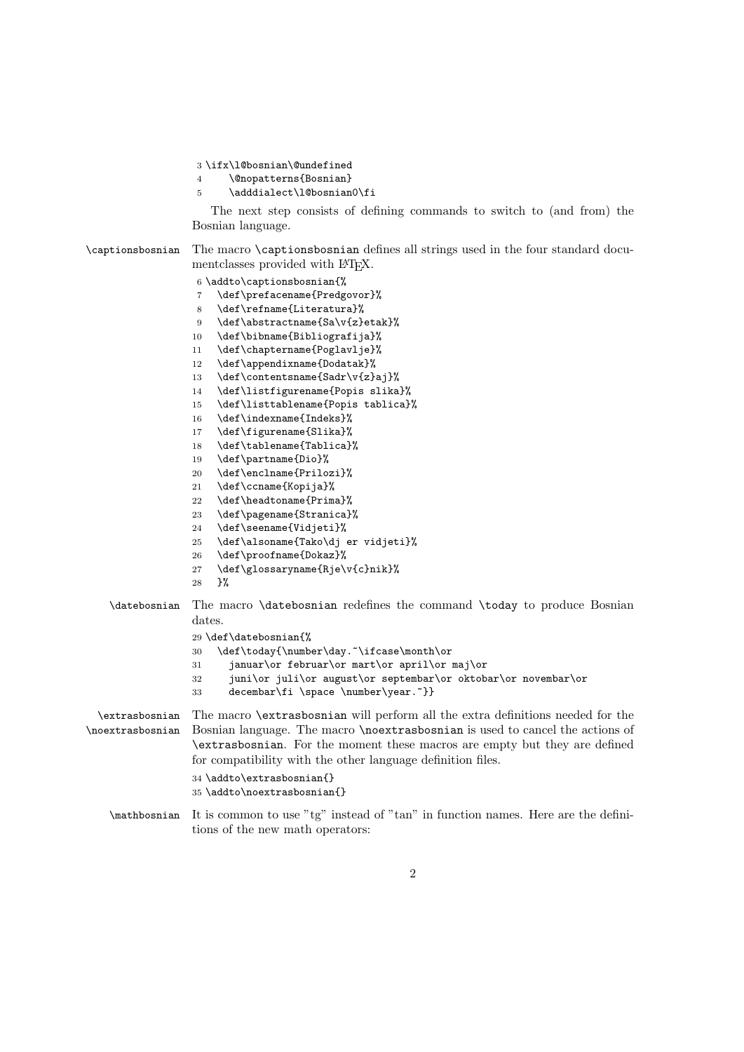```
3 \ifx\l@bosnian\@undefined
4     \@nopatterns{Bosnian}
5     \adddialect\l@bosnian0\fi
```

The next step consists of defining commands to switch to (and from) the Bosnian language.

**\captionsbosnian** The macro `\captionsbosnian` defines all strings used in the four standard documentclasses provided with LaTeX.

```
6 \addto\captionsbosnian{%
7   \def\prefacename{Predgovor}%
8   \def\refname{Literatura}%
9   \def\abstractname{Sa\v{z}etak}%
10  \def\bibname{Bibliografija}%
11  \def\chaptername{Poglavlje}%
12  \def\appendixname{Dodatak}%
13  \def\contentsname{Sadr\v{z}aj}%
14  \def\listfigurename{Popis slika}%
15  \def\listtablename{Popis tablica}%
16  \def\indexname{Indeks}%
17  \def\figurename{Slika}%
18  \def\tablename{Tablica}%
19  \def\partname{Dio}%
20  \def\enclname{Prilozi}%
21  \def\ccname{Kopija}%
22  \def\headtoname{Prima}%
23  \def\pagename{Stranica}%
24  \def\seename{Vidjeti}%
25  \def\alsoname{Tako\dj er vidjeti}%
26  \def\proofname{Dokaz}%
27  \def\glossaryname{Rje\v{c}nik}%
28  }%
```

**\datebosnian** The macro `\datebosnian` redefines the command `\today` to produce Bosnian dates.

```
29 \def\datebosnian{%
30   \def\today{\number\day.~\ifcase\month\or
31     januar\or februar\or mart\or april\or maj\or
32     juni\or juli\or august\or septembar\or oktobar\or novembar\or
33     decembar\fi \space \number\year.~}}
```

**\extrasbosnian**
**\noextrasbosnian** The macro `\extrasbosnian` will perform all the extra definitions needed for the Bosnian language. The macro `\noextrasbosnian` is used to cancel the actions of `\extrasbosnian`. For the moment these macros are empty but they are defined for compatibility with the other language definition files.

```
34 \addto\extrasbosnian{}
35 \addto\noextrasbosnian{}
```

**\mathbosnian** It is common to use "tg" instead of "tan" in function names. Here are the definitions of the new math operators: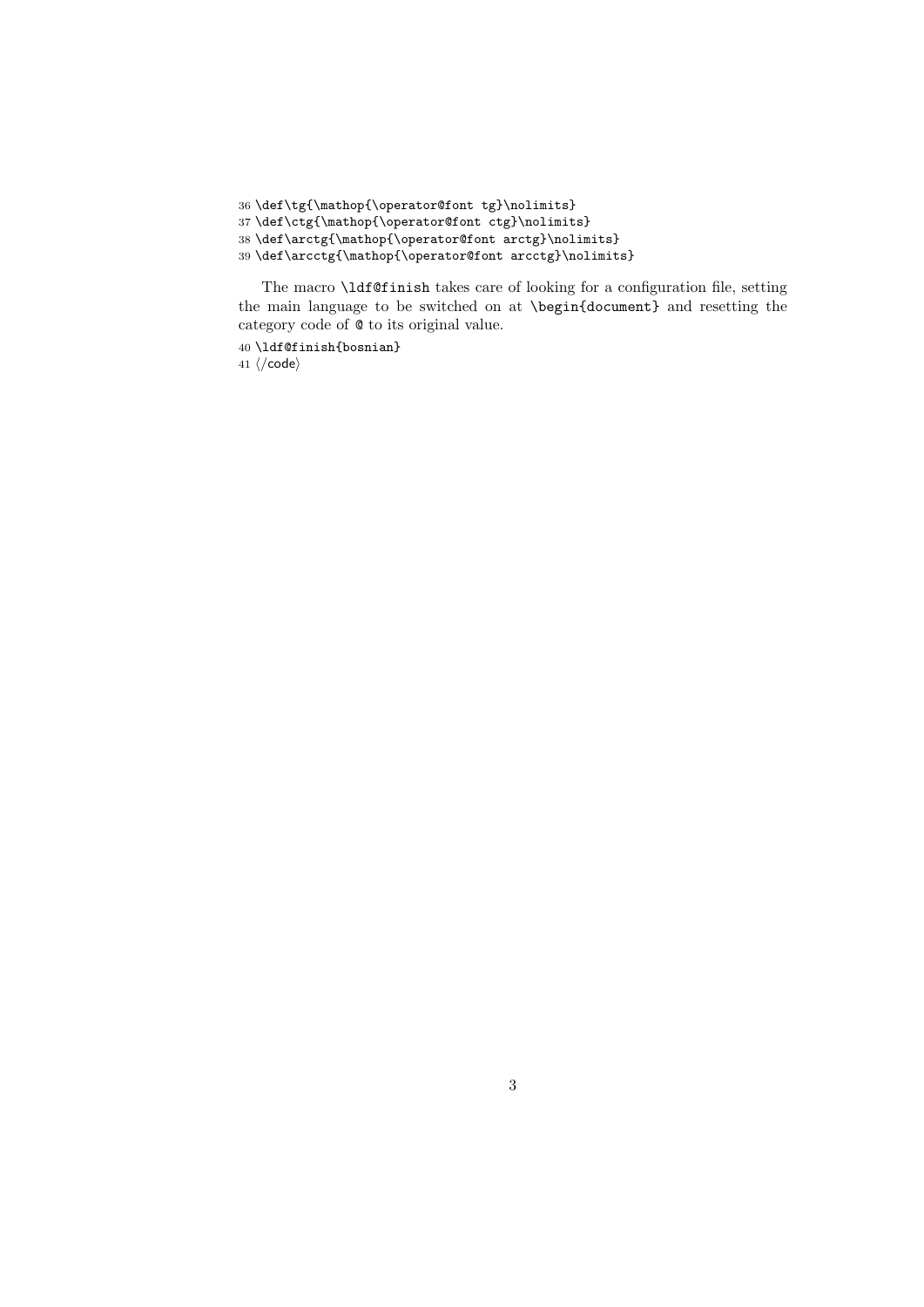```
36 \def\tg{\mathop{\operator@font tg}\nolimits}
37 \def\ctg{\mathop{\operator@font ctg}\nolimits}
38 \def\arctg{\mathop{\operator@font arctg}\nolimits}
39 \def\arcctg{\mathop{\operator@font arcctg}\nolimits}
```

The macro `\ldf@finish` takes care of looking for a configuration file, setting the main language to be switched on at `\begin{document}` and resetting the category code of `@` to its original value.

```
40 \ldf@finish{bosnian}
41 ⟨/code⟩
```